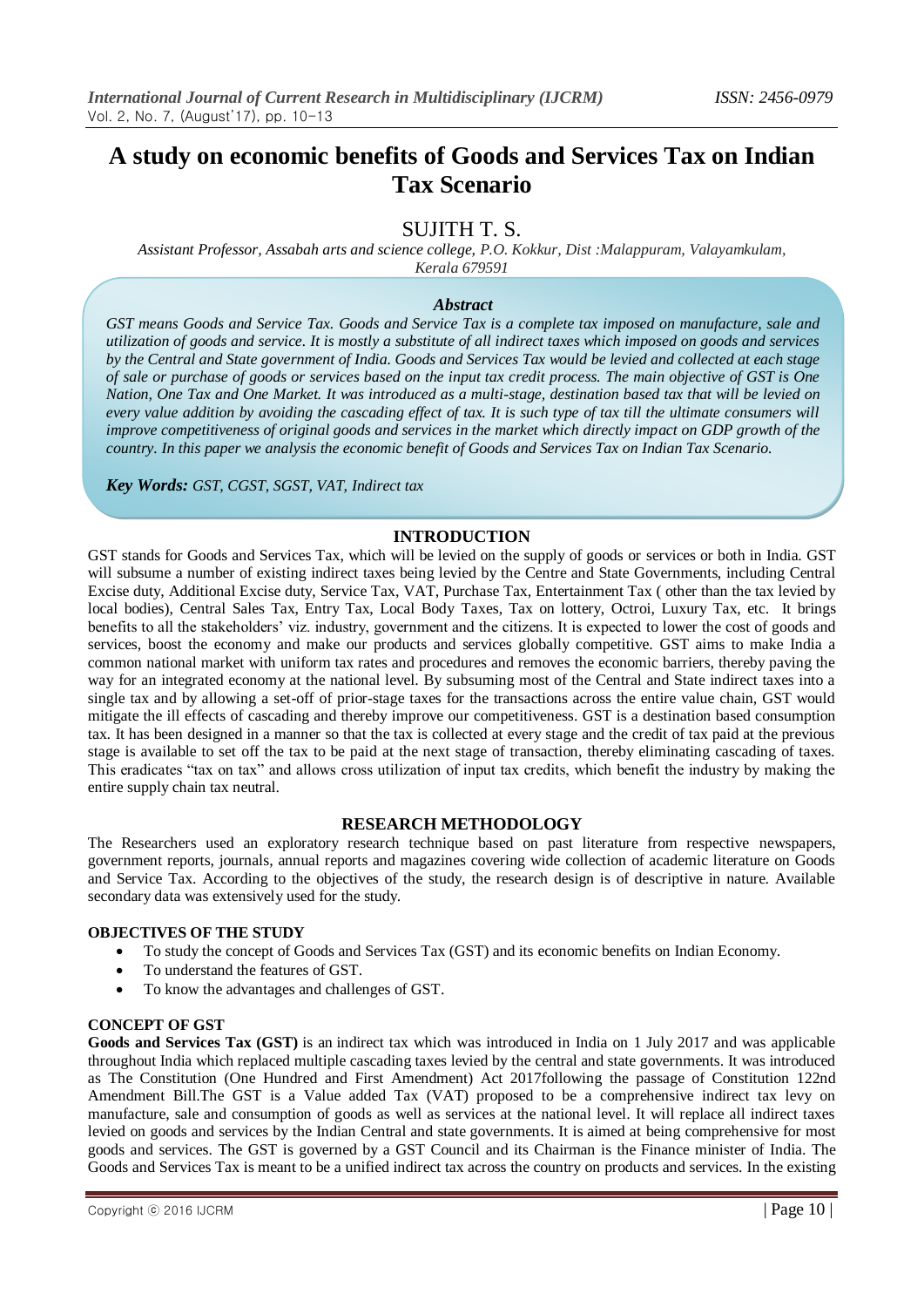# A study on economic benefits of Goods and Services Tax on Indian Tax Scenario

## SUJITH T. S.

*Assistant Professor, Assabah arts and science college, P.O. Kokkur, Dist :Malappuram, Valayamkulam, Kerala 679591*

### *Abstract*

*GST means Goods and Service Tax. Goods and Service Tax is a complete tax imposed on manufacture, sale and utilization of goods and service. It is mostly a substitute of all indirect taxes which imposed on goods and services by the Central and State government of India. Goods and Services Tax would be levied and collected at each stage of sale or purchase of goods or services based on the input tax credit process. The main objective of GST is One Nation, One Tax and One Market. It was introduced as a multi-stage, destination based tax that will be levied on every value addition by avoiding the cascading effect of tax. It is such type of tax till the ultimate consumers will improve competitiveness of original goods and services in the market which directly impact on GDP growth of the country. In this paper we analysis the economic benefit of Goods and Services Tax on Indian Tax Scenario.*

***Key Words:*** *GST, CGST, SGST, VAT, Indirect tax*

## INTRODUCTION

GST stands for Goods and Services Tax, which will be levied on the supply of goods or services or both in India. GST will subsume a number of existing indirect taxes being levied by the Centre and State Governments, including Central Excise duty, Additional Excise duty, Service Tax, VAT, Purchase Tax, Entertainment Tax ( other than the tax levied by local bodies), Central Sales Tax, Entry Tax, Local Body Taxes, Tax on lottery, Octroi, Luxury Tax, etc. It brings benefits to all the stakeholders' viz. industry, government and the citizens. It is expected to lower the cost of goods and services, boost the economy and make our products and services globally competitive. GST aims to make India a common national market with uniform tax rates and procedures and removes the economic barriers, thereby paving the way for an integrated economy at the national level. By subsuming most of the Central and State indirect taxes into a single tax and by allowing a set-off of prior-stage taxes for the transactions across the entire value chain, GST would mitigate the ill effects of cascading and thereby improve our competitiveness. GST is a destination based consumption tax. It has been designed in a manner so that the tax is collected at every stage and the credit of tax paid at the previous stage is available to set off the tax to be paid at the next stage of transaction, thereby eliminating cascading of taxes. This eradicates "tax on tax" and allows cross utilization of input tax credits, which benefit the industry by making the entire supply chain tax neutral.

## RESEARCH METHODOLOGY

The Researchers used an exploratory research technique based on past literature from respective newspapers, government reports, journals, annual reports and magazines covering wide collection of academic literature on Goods and Service Tax. According to the objectives of the study, the research design is of descriptive in nature. Available secondary data was extensively used for the study.

### OBJECTIVES OF THE STUDY

- To study the concept of Goods and Services Tax (GST) and its economic benefits on Indian Economy.
- To understand the features of GST.
- To know the advantages and challenges of GST.

### CONCEPT OF GST

**Goods and Services Tax (GST)** is an indirect tax which was introduced in India on 1 July 2017 and was applicable throughout India which replaced multiple cascading taxes levied by the central and state governments. It was introduced as The Constitution (One Hundred and First Amendment) Act 2017following the passage of Constitution 122nd Amendment Bill.The GST is a Value added Tax (VAT) proposed to be a comprehensive indirect tax levy on manufacture, sale and consumption of goods as well as services at the national level. It will replace all indirect taxes levied on goods and services by the Indian Central and state governments. It is aimed at being comprehensive for most goods and services. The GST is governed by a GST Council and its Chairman is the Finance minister of India. The Goods and Services Tax is meant to be a unified indirect tax across the country on products and services. In the existing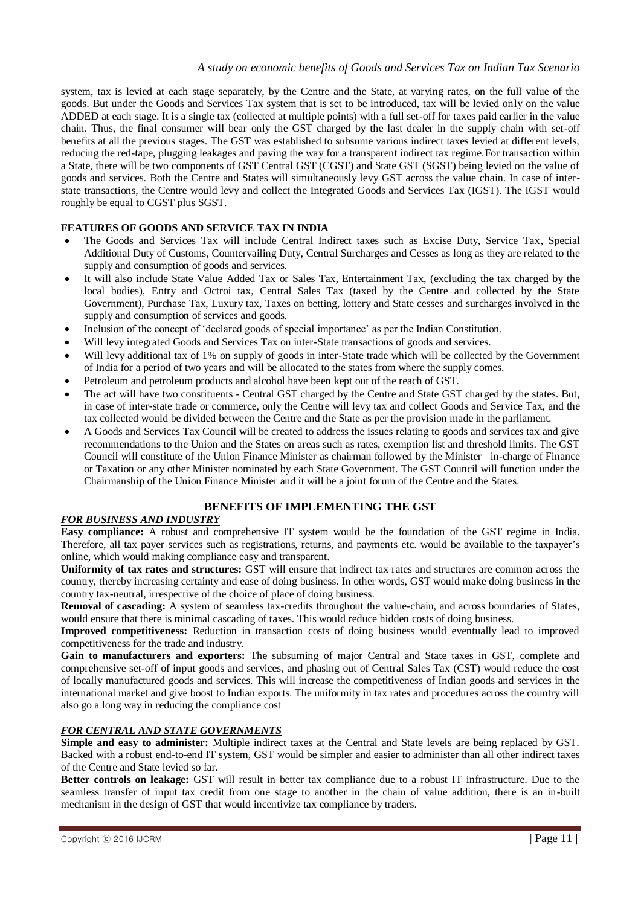system, tax is levied at each stage separately, by the Centre and the State, at varying rates, on the full value of the goods. But under the Goods and Services Tax system that is set to be introduced, tax will be levied only on the value ADDED at each stage. It is a single tax (collected at multiple points) with a full set-off for taxes paid earlier in the value chain. Thus, the final consumer will bear only the GST charged by the last dealer in the supply chain with set-off benefits at all the previous stages. The GST was established to subsume various indirect taxes levied at different levels, reducing the red-tape, plugging leakages and paving the way for a transparent indirect tax regime.For transaction within a State, there will be two components of GST Central GST (CGST) and State GST (SGST) being levied on the value of goods and services. Both the Centre and States will simultaneously levy GST across the value chain. In case of inter-state transactions, the Centre would levy and collect the Integrated Goods and Services Tax (IGST). The IGST would roughly be equal to CGST plus SGST.

**FEATURES OF GOODS AND SERVICE TAX IN INDIA**

- The Goods and Services Tax will include Central Indirect taxes such as Excise Duty, Service Tax, Special Additional Duty of Customs, Countervailing Duty, Central Surcharges and Cesses as long as they are related to the supply and consumption of goods and services.
- It will also include State Value Added Tax or Sales Tax, Entertainment Tax, (excluding the tax charged by the local bodies), Entry and Octroi tax, Central Sales Tax (taxed by the Centre and collected by the State Government), Purchase Tax, Luxury tax, Taxes on betting, lottery and State cesses and surcharges involved in the supply and consumption of services and goods.
- Inclusion of the concept of 'declared goods of special importance' as per the Indian Constitution.
- Will levy integrated Goods and Services Tax on inter-State transactions of goods and services.
- Will levy additional tax of 1% on supply of goods in inter-State trade which will be collected by the Government of India for a period of two years and will be allocated to the states from where the supply comes.
- Petroleum and petroleum products and alcohol have been kept out of the reach of GST.
- The act will have two constituents - Central GST charged by the Centre and State GST charged by the states. But, in case of inter-state trade or commerce, only the Centre will levy tax and collect Goods and Service Tax, and the tax collected would be divided between the Centre and the State as per the provision made in the parliament.
- A Goods and Services Tax Council will be created to address the issues relating to goods and services tax and give recommendations to the Union and the States on areas such as rates, exemption list and threshold limits. The GST Council will constitute of the Union Finance Minister as chairman followed by the Minister –in-charge of Finance or Taxation or any other Minister nominated by each State Government. The GST Council will function under the Chairmanship of the Union Finance Minister and it will be a joint forum of the Centre and the States.

## BENEFITS OF IMPLEMENTING THE GST

***FOR BUSINESS AND INDUSTRY***

**Easy compliance:** A robust and comprehensive IT system would be the foundation of the GST regime in India. Therefore, all tax payer services such as registrations, returns, and payments etc. would be available to the taxpayer's online, which would making compliance easy and transparent.

**Uniformity of tax rates and structures:** GST will ensure that indirect tax rates and structures are common across the country, thereby increasing certainty and ease of doing business. In other words, GST would make doing business in the country tax-neutral, irrespective of the choice of place of doing business.

**Removal of cascading:** A system of seamless tax-credits throughout the value-chain, and across boundaries of States, would ensure that there is minimal cascading of taxes. This would reduce hidden costs of doing business.

**Improved competitiveness:** Reduction in transaction costs of doing business would eventually lead to improved competitiveness for the trade and industry.

**Gain to manufacturers and exporters:** The subsuming of major Central and State taxes in GST, complete and comprehensive set-off of input goods and services, and phasing out of Central Sales Tax (CST) would reduce the cost of locally manufactured goods and services. This will increase the competitiveness of Indian goods and services in the international market and give boost to Indian exports. The uniformity in tax rates and procedures across the country will also go a long way in reducing the compliance cost

***FOR CENTRAL AND STATE GOVERNMENTS***

**Simple and easy to administer:** Multiple indirect taxes at the Central and State levels are being replaced by GST. Backed with a robust end-to-end IT system, GST would be simpler and easier to administer than all other indirect taxes of the Centre and State levied so far.

**Better controls on leakage:** GST will result in better tax compliance due to a robust IT infrastructure. Due to the seamless transfer of input tax credit from one stage to another in the chain of value addition, there is an in-built mechanism in the design of GST that would incentivize tax compliance by traders.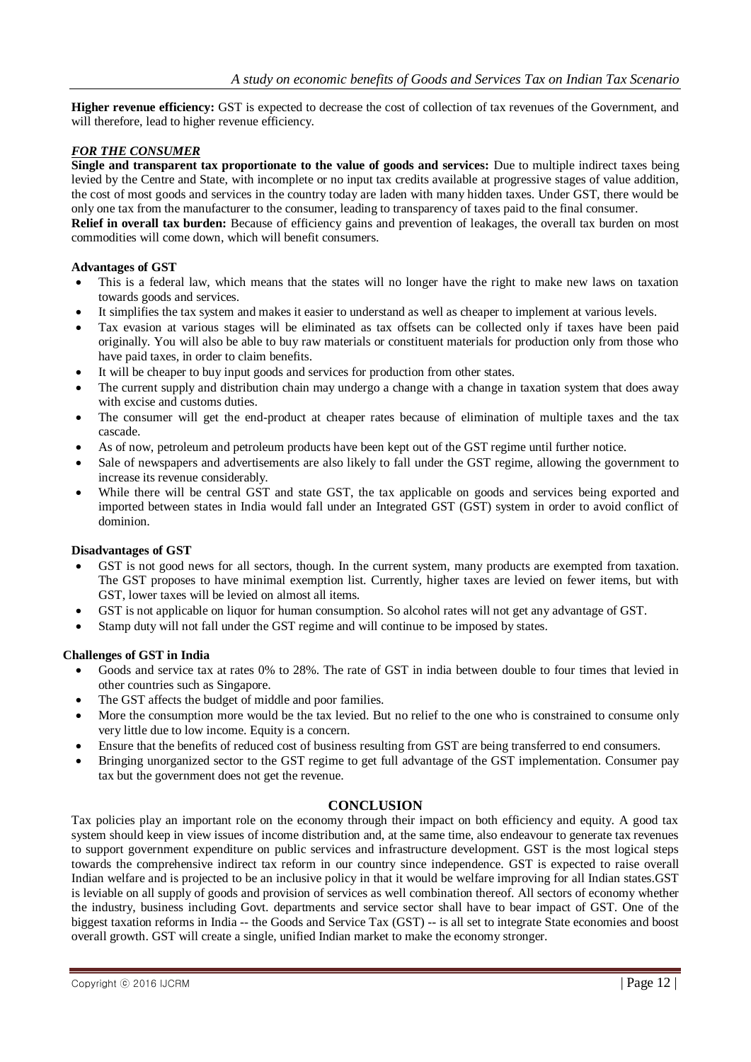**Higher revenue efficiency:** GST is expected to decrease the cost of collection of tax revenues of the Government, and will therefore, lead to higher revenue efficiency.

***FOR THE CONSUMER***

**Single and transparent tax proportionate to the value of goods and services:** Due to multiple indirect taxes being levied by the Centre and State, with incomplete or no input tax credits available at progressive stages of value addition, the cost of most goods and services in the country today are laden with many hidden taxes. Under GST, there would be only one tax from the manufacturer to the consumer, leading to transparency of taxes paid to the final consumer.

**Relief in overall tax burden:** Because of efficiency gains and prevention of leakages, the overall tax burden on most commodities will come down, which will benefit consumers.

**Advantages of GST**

- This is a federal law, which means that the states will no longer have the right to make new laws on taxation towards goods and services.
- It simplifies the tax system and makes it easier to understand as well as cheaper to implement at various levels.
- Tax evasion at various stages will be eliminated as tax offsets can be collected only if taxes have been paid originally. You will also be able to buy raw materials or constituent materials for production only from those who have paid taxes, in order to claim benefits.
- It will be cheaper to buy input goods and services for production from other states.
- The current supply and distribution chain may undergo a change with a change in taxation system that does away with excise and customs duties.
- The consumer will get the end-product at cheaper rates because of elimination of multiple taxes and the tax cascade.
- As of now, petroleum and petroleum products have been kept out of the GST regime until further notice.
- Sale of newspapers and advertisements are also likely to fall under the GST regime, allowing the government to increase its revenue considerably.
- While there will be central GST and state GST, the tax applicable on goods and services being exported and imported between states in India would fall under an Integrated GST (GST) system in order to avoid conflict of dominion.

**Disadvantages of GST**

- GST is not good news for all sectors, though. In the current system, many products are exempted from taxation. The GST proposes to have minimal exemption list. Currently, higher taxes are levied on fewer items, but with GST, lower taxes will be levied on almost all items.
- GST is not applicable on liquor for human consumption. So alcohol rates will not get any advantage of GST.
- Stamp duty will not fall under the GST regime and will continue to be imposed by states.

**Challenges of GST in India**

- Goods and service tax at rates 0% to 28%. The rate of GST in india between double to four times that levied in other countries such as Singapore.
- The GST affects the budget of middle and poor families.
- More the consumption more would be the tax levied. But no relief to the one who is constrained to consume only very little due to low income. Equity is a concern.
- Ensure that the benefits of reduced cost of business resulting from GST are being transferred to end consumers.
- Bringing unorganized sector to the GST regime to get full advantage of the GST implementation. Consumer pay tax but the government does not get the revenue.

## CONCLUSION

Tax policies play an important role on the economy through their impact on both efficiency and equity. A good tax system should keep in view issues of income distribution and, at the same time, also endeavour to generate tax revenues to support government expenditure on public services and infrastructure development. GST is the most logical steps towards the comprehensive indirect tax reform in our country since independence. GST is expected to raise overall Indian welfare and is projected to be an inclusive policy in that it would be welfare improving for all Indian states.GST is leviable on all supply of goods and provision of services as well combination thereof. All sectors of economy whether the industry, business including Govt. departments and service sector shall have to bear impact of GST. One of the biggest taxation reforms in India -- the Goods and Service Tax (GST) -- is all set to integrate State economies and boost overall growth. GST will create a single, unified Indian market to make the economy stronger.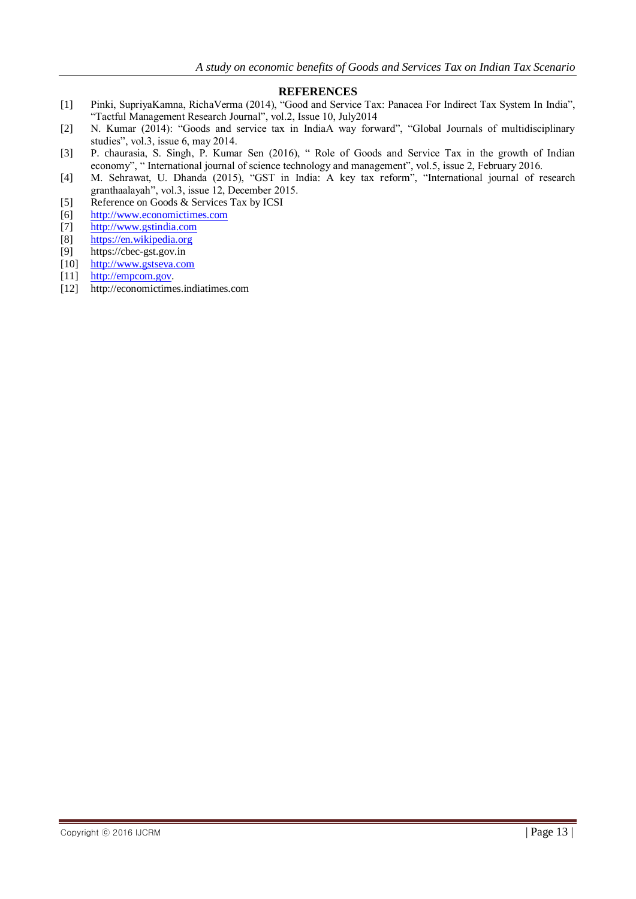## REFERENCES

[1] Pinki, SupriyaKamna, RichaVerma (2014), "Good and Service Tax: Panacea For Indirect Tax System In India", "Tactful Management Research Journal", vol.2, Issue 10, July2014

[2] N. Kumar (2014): "Goods and service tax in IndiaA way forward", "Global Journals of multidisciplinary studies", vol.3, issue 6, may 2014.

[3] P. chaurasia, S. Singh, P. Kumar Sen (2016), " Role of Goods and Service Tax in the growth of Indian economy", " International journal of science technology and management", vol.5, issue 2, February 2016.

[4] M. Sehrawat, U. Dhanda (2015), "GST in India: A key tax reform", "International journal of research granthaalayah", vol.3, issue 12, December 2015.

[5] Reference on Goods & Services Tax by ICSI

[6] http://www.economictimes.com

[7] http://www.gstindia.com

[8] https://en.wikipedia.org

[9] https://cbec-gst.gov.in

[10] http://www.gstseva.com

[11] http://empcom.gov.

[12] http://economictimes.indiatimes.com